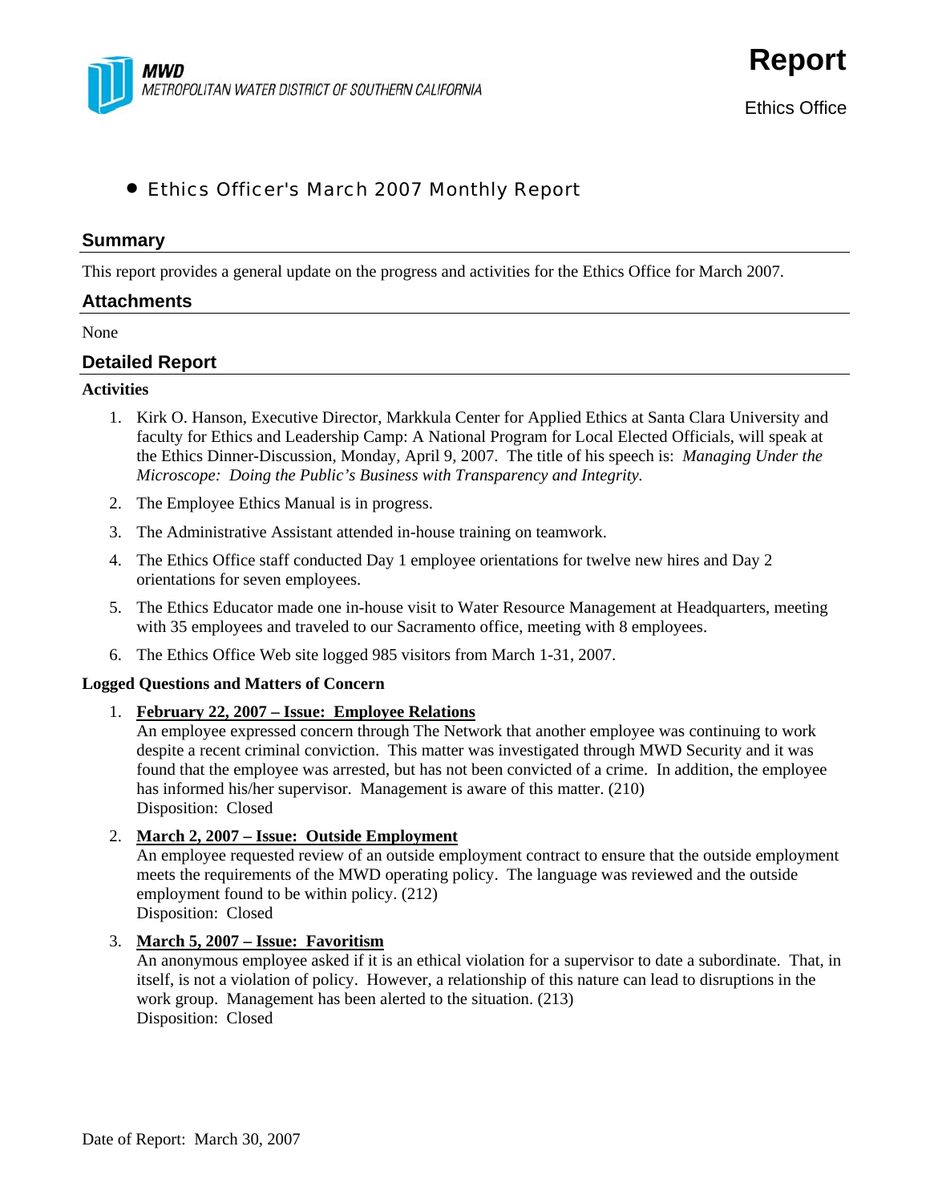MWD
METROPOLITAN WATER DISTRICT OF SOUTHERN CALIFORNIA

**Report**

Ethics Office

# • Ethics Officer's March 2007 Monthly Report

## Summary

This report provides a general update on the progress and activities for the Ethics Office for March 2007.

## Attachments

None

## Detailed Report

**Activities**

1. Kirk O. Hanson, Executive Director, Markkula Center for Applied Ethics at Santa Clara University and faculty for Ethics and Leadership Camp: A National Program for Local Elected Officials, will speak at the Ethics Dinner-Discussion, Monday, April 9, 2007. The title of his speech is: *Managing Under the Microscope: Doing the Public's Business with Transparency and Integrity.*
2. The Employee Ethics Manual is in progress.
3. The Administrative Assistant attended in-house training on teamwork.
4. The Ethics Office staff conducted Day 1 employee orientations for twelve new hires and Day 2 orientations for seven employees.
5. The Ethics Educator made one in-house visit to Water Resource Management at Headquarters, meeting with 35 employees and traveled to our Sacramento office, meeting with 8 employees.
6. The Ethics Office Web site logged 985 visitors from March 1-31, 2007.

**Logged Questions and Matters of Concern**

1. **February 22, 2007 – Issue: Employee Relations**
   An employee expressed concern through The Network that another employee was continuing to work despite a recent criminal conviction. This matter was investigated through MWD Security and it was found that the employee was arrested, but has not been convicted of a crime. In addition, the employee has informed his/her supervisor. Management is aware of this matter. (210)
   Disposition: Closed
2. **March 2, 2007 – Issue: Outside Employment**
   An employee requested review of an outside employment contract to ensure that the outside employment meets the requirements of the MWD operating policy. The language was reviewed and the outside employment found to be within policy. (212)
   Disposition: Closed
3. **March 5, 2007 – Issue: Favoritism**
   An anonymous employee asked if it is an ethical violation for a supervisor to date a subordinate. That, in itself, is not a violation of policy. However, a relationship of this nature can lead to disruptions in the work group. Management has been alerted to the situation. (213)
   Disposition: Closed

Date of Report: March 30, 2007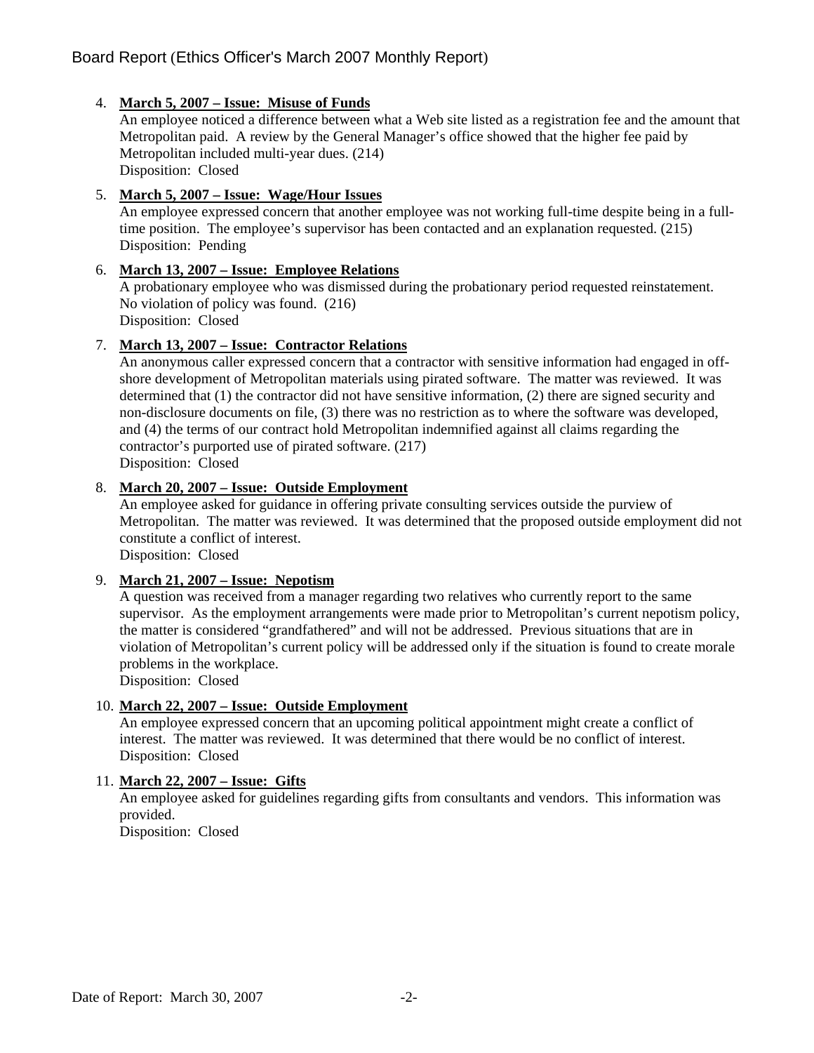4. **March 5, 2007 – Issue: Misuse of Funds**
   An employee noticed a difference between what a Web site listed as a registration fee and the amount that Metropolitan paid. A review by the General Manager's office showed that the higher fee paid by Metropolitan included multi-year dues. (214)
   Disposition: Closed

5. **March 5, 2007 – Issue: Wage/Hour Issues**
   An employee expressed concern that another employee was not working full-time despite being in a full-time position. The employee's supervisor has been contacted and an explanation requested. (215)
   Disposition: Pending

6. **March 13, 2007 – Issue: Employee Relations**
   A probationary employee who was dismissed during the probationary period requested reinstatement. No violation of policy was found. (216)
   Disposition: Closed

7. **March 13, 2007 – Issue: Contractor Relations**
   An anonymous caller expressed concern that a contractor with sensitive information had engaged in off-shore development of Metropolitan materials using pirated software. The matter was reviewed. It was determined that (1) the contractor did not have sensitive information, (2) there are signed security and non-disclosure documents on file, (3) there was no restriction as to where the software was developed, and (4) the terms of our contract hold Metropolitan indemnified against all claims regarding the contractor's purported use of pirated software. (217)
   Disposition: Closed

8. **March 20, 2007 – Issue: Outside Employment**
   An employee asked for guidance in offering private consulting services outside the purview of Metropolitan. The matter was reviewed. It was determined that the proposed outside employment did not constitute a conflict of interest.
   Disposition: Closed

9. **March 21, 2007 – Issue: Nepotism**
   A question was received from a manager regarding two relatives who currently report to the same supervisor. As the employment arrangements were made prior to Metropolitan's current nepotism policy, the matter is considered "grandfathered" and will not be addressed. Previous situations that are in violation of Metropolitan's current policy will be addressed only if the situation is found to create morale problems in the workplace.
   Disposition: Closed

10. **March 22, 2007 – Issue: Outside Employment**
    An employee expressed concern that an upcoming political appointment might create a conflict of interest. The matter was reviewed. It was determined that there would be no conflict of interest.
    Disposition: Closed

11. **March 22, 2007 – Issue: Gifts**
    An employee asked for guidelines regarding gifts from consultants and vendors. This information was provided.
    Disposition: Closed